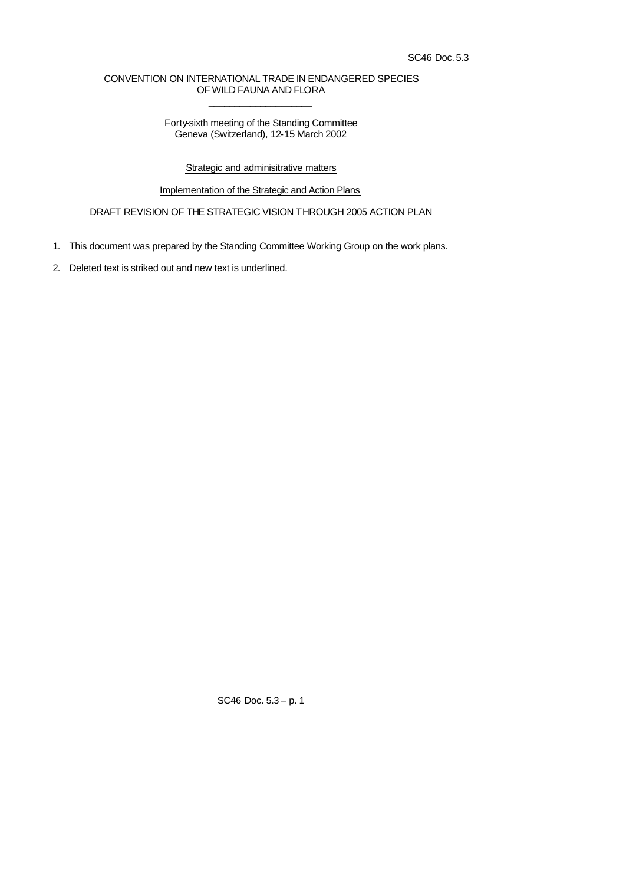SC46 Doc. 5.3

CONVENTION ON INTERNATIONAL TRADE IN ENDANGERED SPECIES
OF WILD FAUNA AND FLORA

\_\_\_\_\_\_\_\_\_\_\_\_\_\_\_\_\_\_\_\_

Forty-sixth meeting of the Standing Committee
Geneva (Switzerland), 12-15 March 2002

Strategic and adminisitrative matters

Implementation of the Strategic and Action Plans

DRAFT REVISION OF THE STRATEGIC VISION THROUGH 2005 ACTION PLAN

1. This document was prepared by the Standing Committee Working Group on the work plans.

2. Deleted text is striked out and new text is underlined.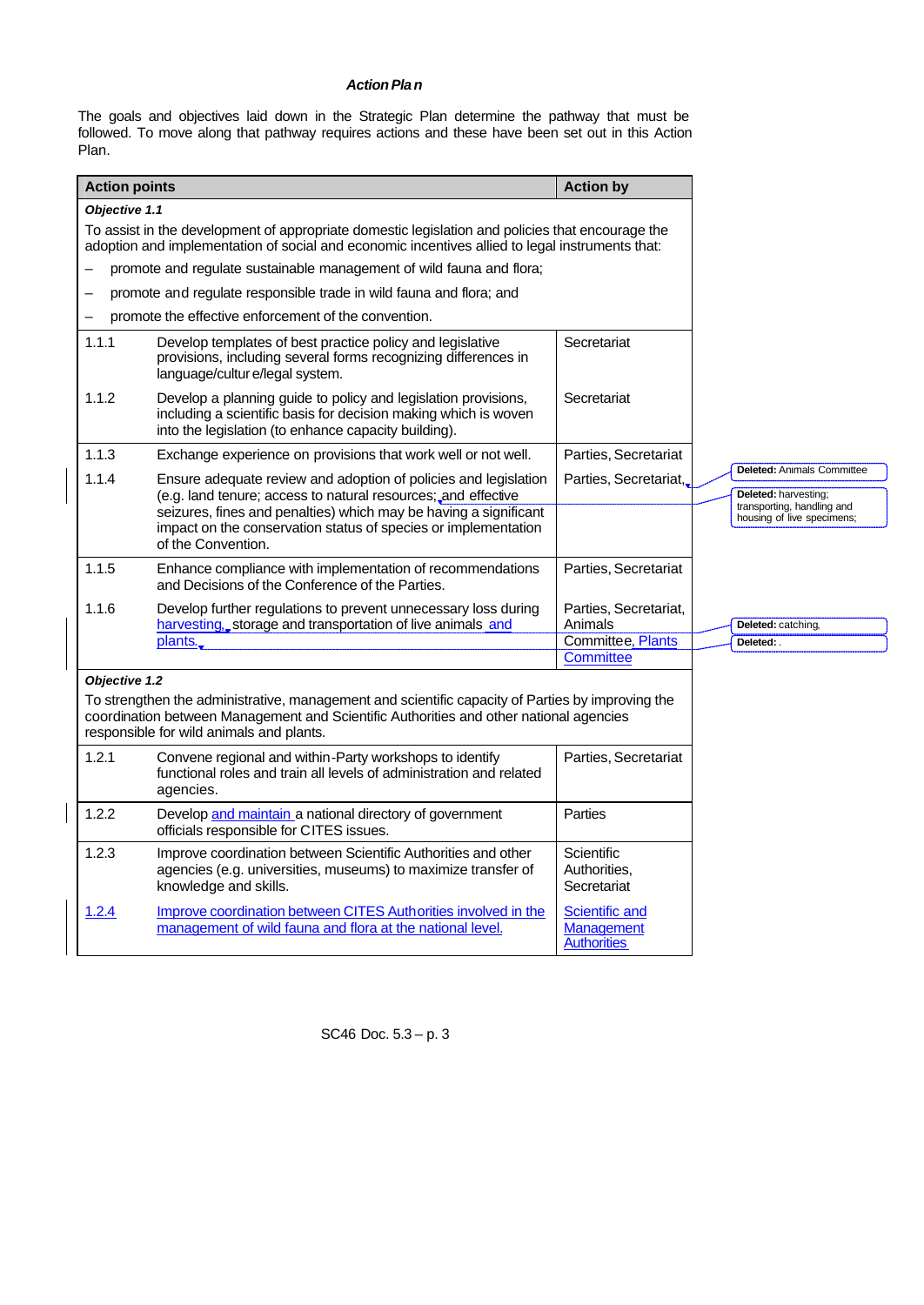### *Action Plan*

The goals and objectives laid down in the Strategic Plan determine the pathway that must be followed. To move along that pathway requires actions and these have been set out in this Action Plan.

| Action points | | Action by |
|---|---|---|
| ***Objective 1.1*** | | |
| To assist in the development of appropriate domestic legislation and policies that encourage the adoption and implementation of social and economic incentives allied to legal instruments that: – promote and regulate sustainable management of wild fauna and flora; – promote and regulate responsible trade in wild fauna and flora; and – promote the effective enforcement of the convention. | | |
| 1.1.1 | Develop templates of best practice policy and legislative provisions, including several forms recognizing differences in language/culture/legal system. | Secretariat |
| 1.1.2 | Develop a planning guide to policy and legislation provisions, including a scientific basis for decision making which is woven into the legislation (to enhance capacity building). | Secretariat |
| 1.1.3 | Exchange experience on provisions that work well or not well. | Parties, Secretariat |
| 1.1.4 | Ensure adequate review and adoption of policies and legislation (e.g. land tenure; access to natural resources; and effective seizures, fines and penalties) which may be having a significant impact on the conservation status of species or implementation of the Convention. | Parties, Secretariat, |
| 1.1.5 | Enhance compliance with implementation of recommendations and Decisions of the Conference of the Parties. | Parties, Secretariat |
| 1.1.6 | Develop further regulations to prevent unnecessary loss during harvesting, storage and transportation of live animals and plants. | Parties, Secretariat, Animals Committee, Plants Committee |
| ***Objective 1.2*** | | |
| To strengthen the administrative, management and scientific capacity of Parties by improving the coordination between Management and Scientific Authorities and other national agencies responsible for wild animals and plants. | | |
| 1.2.1 | Convene regional and within-Party workshops to identify functional roles and train all levels of administration and related agencies. | Parties, Secretariat |
| 1.2.2 | Develop and maintain a national directory of government officials responsible for CITES issues. | Parties |
| 1.2.3 | Improve coordination between Scientific Authorities and other agencies (e.g. universities, museums) to maximize transfer of knowledge and skills. | Scientific Authorities, Secretariat |
| 1.2.4 | Improve coordination between CITES Authorities involved in the management of wild fauna and flora at the national level. | Scientific and Management Authorities |

Deleted: Animals Committee

Deleted: harvesting; transporting, handling and housing of live specimens;

Deleted: catching,

Deleted: .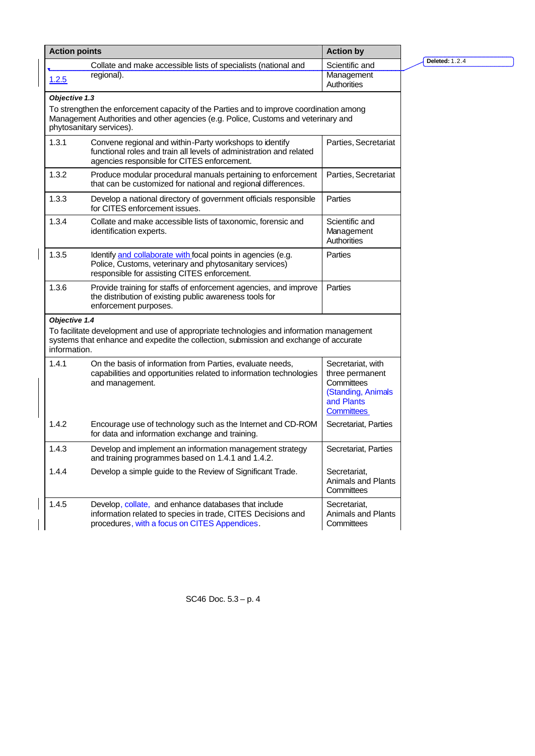| Action points | | Action by |
|---|---|---|
| 1.2.5 | Collate and make accessible lists of specialists (national and regional). | Scientific and Management Authorities |
| ***Objective 1.3*** To strengthen the enforcement capacity of the Parties and to improve coordination among Management Authorities and other agencies (e.g. Police, Customs and veterinary and phytosanitary services). | | |
| 1.3.1 | Convene regional and within-Party workshops to identify functional roles and train all levels of administration and related agencies responsible for CITES enforcement. | Parties, Secretariat |
| 1.3.2 | Produce modular procedural manuals pertaining to enforcement that can be customized for national and regional differences. | Parties, Secretariat |
| 1.3.3 | Develop a national directory of government officials responsible for CITES enforcement issues. | Parties |
| 1.3.4 | Collate and make accessible lists of taxonomic, forensic and identification experts. | Scientific and Management Authorities |
| 1.3.5 | Identify and collaborate with focal points in agencies (e.g. Police, Customs, veterinary and phytosanitary services) responsible for assisting CITES enforcement. | Parties |
| 1.3.6 | Provide training for staffs of enforcement agencies, and improve the distribution of existing public awareness tools for enforcement purposes. | Parties |
| ***Objective 1.4*** To facilitate development and use of appropriate technologies and information management systems that enhance and expedite the collection, submission and exchange of accurate information. | | |
| 1.4.1 | On the basis of information from Parties, evaluate needs, capabilities and opportunities related to information technologies and management. | Secretariat, with three permanent Committees (Standing, Animals and Plants Committees |
| 1.4.2 | Encourage use of technology such as the Internet and CD-ROM for data and information exchange and training. | Secretariat, Parties |
| 1.4.3 | Develop and implement an information management strategy and training programmes based on 1.4.1 and 1.4.2. | Secretariat, Parties |
| 1.4.4 | Develop a simple guide to the Review of Significant Trade. | Secretariat, Animals and Plants Committees |
| 1.4.5 | Develop, collate, and enhance databases that include information related to species in trade, CITES Decisions and procedures, with a focus on CITES Appendices. | Secretariat, Animals and Plants Committees |

Deleted: 1.2.4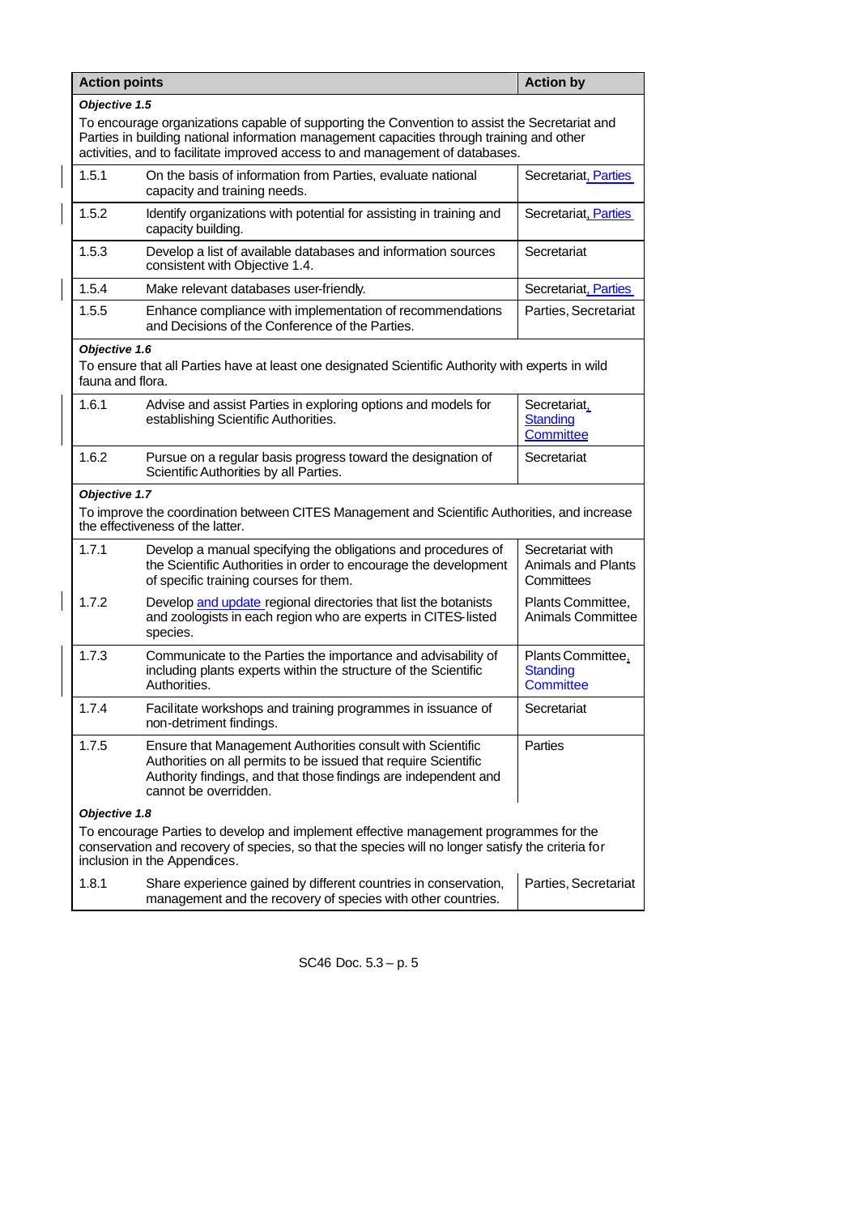| Action points | | Action by |
|---|---|---|
| ***Objective 1.5*** To encourage organizations capable of supporting the Convention to assist the Secretariat and Parties in building national information management capacities through training and other activities, and to facilitate improved access to and management of databases. | | |
| 1.5.1 | On the basis of information from Parties, evaluate national capacity and training needs. | Secretariat, Parties |
| 1.5.2 | Identify organizations with potential for assisting in training and capacity building. | Secretariat, Parties |
| 1.5.3 | Develop a list of available databases and information sources consistent with Objective 1.4. | Secretariat |
| 1.5.4 | Make relevant databases user-friendly. | Secretariat, Parties |
| 1.5.5 | Enhance compliance with implementation of recommendations and Decisions of the Conference of the Parties. | Parties, Secretariat |
| ***Objective 1.6*** To ensure that all Parties have at least one designated Scientific Authority with experts in wild fauna and flora. | | |
| 1.6.1 | Advise and assist Parties in exploring options and models for establishing Scientific Authorities. | Secretariat, Standing Committee |
| 1.6.2 | Pursue on a regular basis progress toward the designation of Scientific Authorities by all Parties. | Secretariat |
| ***Objective 1.7*** To improve the coordination between CITES Management and Scientific Authorities, and increase the effectiveness of the latter. | | |
| 1.7.1 | Develop a manual specifying the obligations and procedures of the Scientific Authorities in order to encourage the development of specific training courses for them. | Secretariat with Animals and Plants Committees |
| 1.7.2 | Develop and update regional directories that list the botanists and zoologists in each region who are experts in CITES-listed species. | Plants Committee, Animals Committee |
| 1.7.3 | Communicate to the Parties the importance and advisability of including plants experts within the structure of the Scientific Authorities. | Plants Committee, Standing Committee |
| 1.7.4 | Facilitate workshops and training programmes in issuance of non-detriment findings. | Secretariat |
| 1.7.5 | Ensure that Management Authorities consult with Scientific Authorities on all permits to be issued that require Scientific Authority findings, and that those findings are independent and cannot be overridden. | Parties |
| ***Objective 1.8*** To encourage Parties to develop and implement effective management programmes for the conservation and recovery of species, so that the species will no longer satisfy the criteria for inclusion in the Appendices. | | |
| 1.8.1 | Share experience gained by different countries in conservation, management and the recovery of species with other countries. | Parties, Secretariat |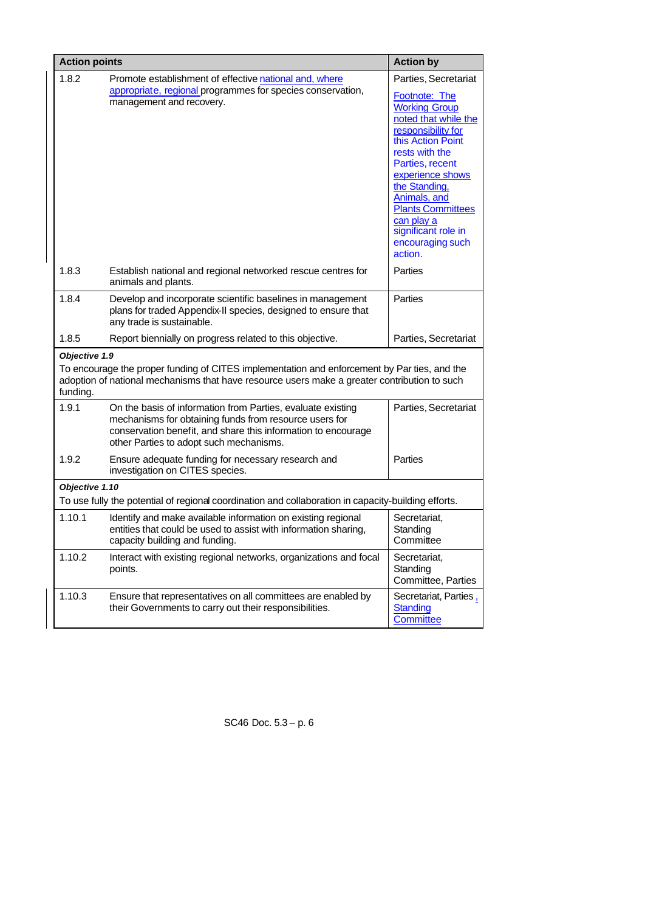| Action points | | Action by |
|---|---|---|
| 1.8.2 | Promote establishment of effective national and, where appropriate, regional programmes for species conservation, management and recovery. | Parties, Secretariat<br><br>Footnote: The Working Group noted that while the responsibility for this Action Point rests with the Parties, recent experience shows the Standing, Animals, and Plants Committees can play a significant role in encouraging such action. |
| 1.8.3 | Establish national and regional networked rescue centres for animals and plants. | Parties |
| 1.8.4 | Develop and incorporate scientific baselines in management plans for traded Appendix-II species, designed to ensure that any trade is sustainable. | Parties |
| 1.8.5 | Report biennially on progress related to this objective. | Parties, Secretariat |
| ***Objective 1.9***<br>To encourage the proper funding of CITES implementation and enforcement by Par ties, and the adoption of national mechanisms that have resource users make a greater contribution to such funding. | | |
| 1.9.1 | On the basis of information from Parties, evaluate existing mechanisms for obtaining funds from resource users for conservation benefit, and share this information to encourage other Parties to adopt such mechanisms. | Parties, Secretariat |
| 1.9.2 | Ensure adequate funding for necessary research and investigation on CITES species. | Parties |
| ***Objective 1.10***<br>To use fully the potential of regional coordination and collaboration in capacity-building efforts. | | |
| 1.10.1 | Identify and make available information on existing regional entities that could be used to assist with information sharing, capacity building and funding. | Secretariat, Standing Committee |
| 1.10.2 | Interact with existing regional networks, organizations and focal points. | Secretariat, Standing Committee, Parties |
| 1.10.3 | Ensure that representatives on all committees are enabled by their Governments to carry out their responsibilities. | Secretariat, Parties , Standing Committee |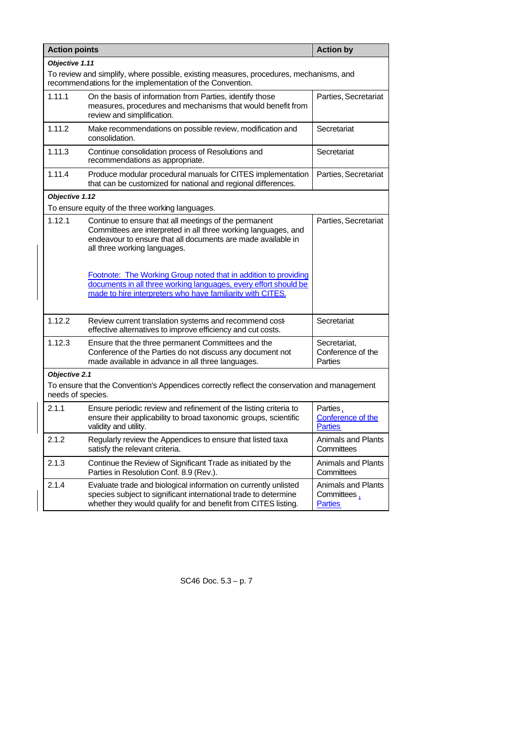| Action points | | Action by |
|---|---|---|
| ***Objective 1.11*** To review and simplify, where possible, existing measures, procedures, mechanisms, and recommendations for the implementation of the Convention. | | |
| 1.11.1 | On the basis of information from Parties, identify those measures, procedures and mechanisms that would benefit from review and simplification. | Parties, Secretariat |
| 1.11.2 | Make recommendations on possible review, modification and consolidation. | Secretariat |
| 1.11.3 | Continue consolidation process of Resolutions and recommendations as appropriate. | Secretariat |
| 1.11.4 | Produce modular procedural manuals for CITES implementation that can be customized for national and regional differences. | Parties, Secretariat |
| ***Objective 1.12*** To ensure equity of the three working languages. | | |
| 1.12.1 | Continue to ensure that all meetings of the permanent Committees are interpreted in all three working languages, and endeavour to ensure that all documents are made available in all three working languages.<br><br>Footnote: The Working Group noted that in addition to providing documents in all three working languages, every effort should be made to hire interpreters who have familiarity with CITES. | Parties, Secretariat |
| 1.12.2 | Review current translation systems and recommend cost-effective alternatives to improve efficiency and cut costs. | Secretariat |
| 1.12.3 | Ensure that the three permanent Committees and the Conference of the Parties do not discuss any document not made available in advance in all three languages. | Secretariat, Conference of the Parties |
| ***Objective 2.1*** To ensure that the Convention's Appendices correctly reflect the conservation and management needs of species. | | |
| 2.1.1 | Ensure periodic review and refinement of the listing criteria to ensure their applicability to broad taxonomic groups, scientific validity and utility. | Parties, Conference of the Parties |
| 2.1.2 | Regularly review the Appendices to ensure that listed taxa satisfy the relevant criteria. | Animals and Plants Committees |
| 2.1.3 | Continue the Review of Significant Trade as initiated by the Parties in Resolution Conf. 8.9 (Rev.). | Animals and Plants Committees |
| 2.1.4 | Evaluate trade and biological information on currently unlisted species subject to significant international trade to determine whether they would qualify for and benefit from CITES listing. | Animals and Plants Committees, Parties |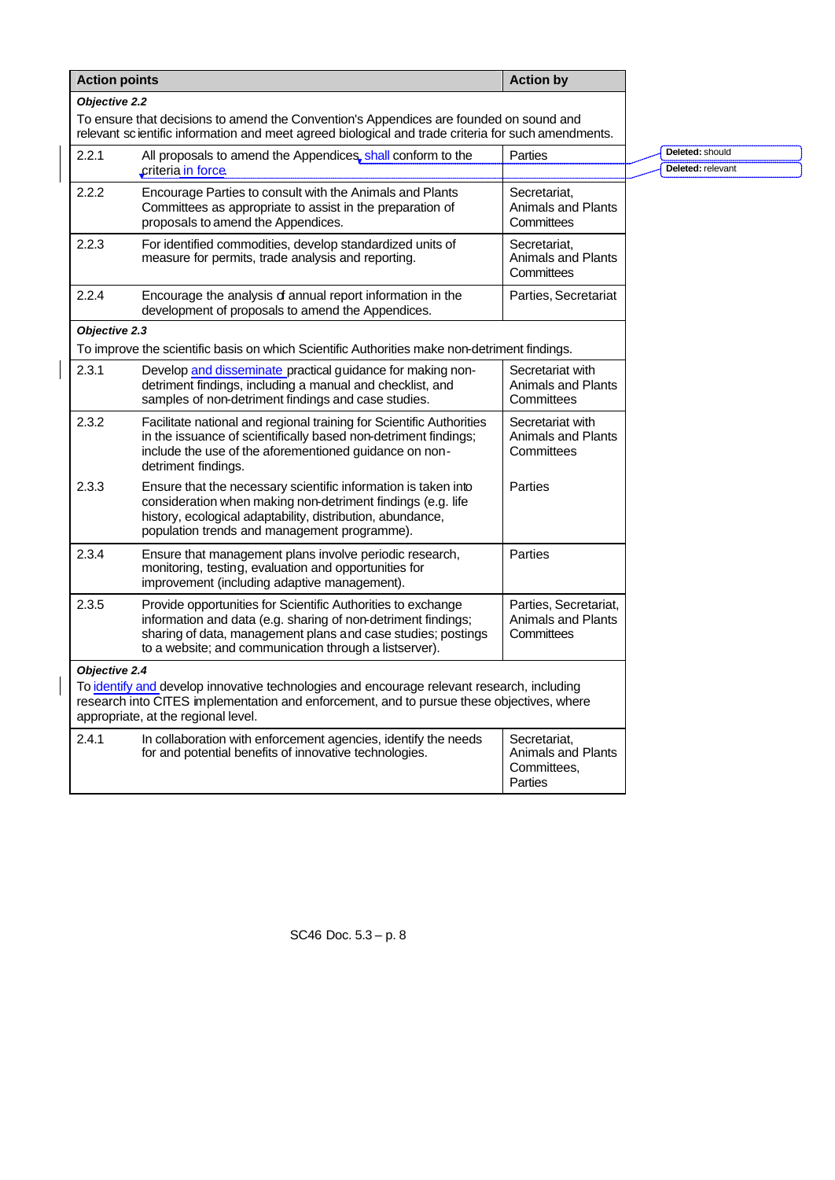| Action points | | Action by |
|---|---|---|
| ***Objective 2.2*** To ensure that decisions to amend the Convention's Appendices are founded on sound and relevant scientific information and meet agreed biological and trade criteria for such amendments. | | |
| 2.2.1 | All proposals to amend the Appendices shall conform to the criteria in force. | Parties |
| 2.2.2 | Encourage Parties to consult with the Animals and Plants Committees as appropriate to assist in the preparation of proposals to amend the Appendices. | Secretariat, Animals and Plants Committees |
| 2.2.3 | For identified commodities, develop standardized units of measure for permits, trade analysis and reporting. | Secretariat, Animals and Plants Committees |
| 2.2.4 | Encourage the analysis of annual report information in the development of proposals to amend the Appendices. | Parties, Secretariat |
| ***Objective 2.3*** To improve the scientific basis on which Scientific Authorities make non-detriment findings. | | |
| 2.3.1 | Develop and disseminate practical guidance for making non-detriment findings, including a manual and checklist, and samples of non-detriment findings and case studies. | Secretariat with Animals and Plants Committees |
| 2.3.2 | Facilitate national and regional training for Scientific Authorities in the issuance of scientifically based non-detriment findings; include the use of the aforementioned guidance on non-detriment findings. | Secretariat with Animals and Plants Committees |
| 2.3.3 | Ensure that the necessary scientific information is taken into consideration when making non-detriment findings (e.g. life history, ecological adaptability, distribution, abundance, population trends and management programme). | Parties |
| 2.3.4 | Ensure that management plans involve periodic research, monitoring, testing, evaluation and opportunities for improvement (including adaptive management). | Parties |
| 2.3.5 | Provide opportunities for Scientific Authorities to exchange information and data (e.g. sharing of non-detriment findings; sharing of data, management plans and case studies; postings to a website; and communication through a listserver). | Parties, Secretariat, Animals and Plants Committees |
| ***Objective 2.4*** To identify and develop innovative technologies and encourage relevant research, including research into CITES implementation and enforcement, and to pursue these objectives, where appropriate, at the regional level. | | |
| 2.4.1 | In collaboration with enforcement agencies, identify the needs for and potential benefits of innovative technologies. | Secretariat, Animals and Plants Committees, Parties |

**Deleted:** should

**Deleted:** relevant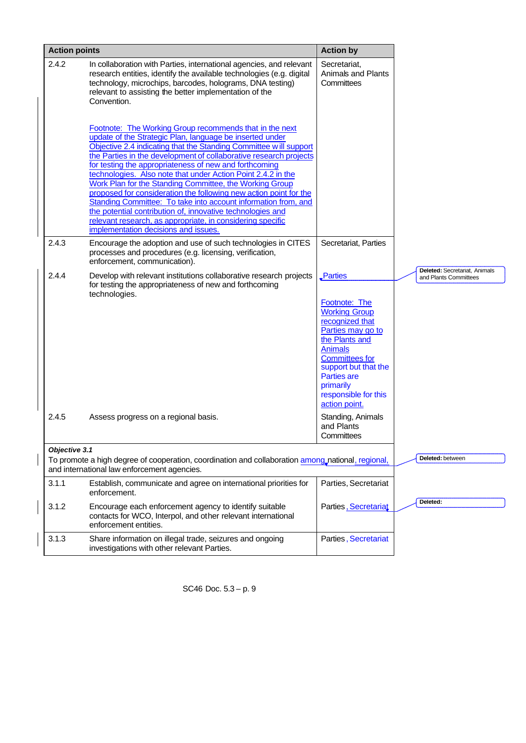| Action points | | Action by |
|---|---|---|
| 2.4.2 | In collaboration with Parties, international agencies, and relevant research entities, identify the available technologies (e.g. digital technology, microchips, barcodes, holograms, DNA testing) relevant to assisting the better implementation of the Convention.<br><br>Footnote: The Working Group recommends that in the next update of the Strategic Plan, language be inserted under Objective 2.4 indicating that the Standing Committee will support the Parties in the development of collaborative research projects for testing the appropriateness of new and forthcoming technologies. Also note that under Action Point 2.4.2 in the Work Plan for the Standing Committee, the Working Group proposed for consideration the following new action point for the Standing Committee: To take into account information from, and the potential contribution of, innovative technologies and relevant research, as appropriate, in considering specific implementation decisions and issues. | Secretariat, Animals and Plants Committees |
| 2.4.3 | Encourage the adoption and use of such technologies in CITES processes and procedures (e.g. licensing, verification, enforcement, communication). | Secretariat, Parties |
| 2.4.4 | Develop with relevant institutions collaborative research projects for testing the appropriateness of new and forthcoming technologies. | Parties<br><br>Footnote: The Working Group recognized that Parties may go to the Plants and Animals Committees for support but that the Parties are primarily responsible for this action point. |
| 2.4.5 | Assess progress on a regional basis. | Standing, Animals and Plants Committees |
| ***Objective 3.1***<br>To promote a high degree of cooperation, coordination and collaboration among national, regional, and international law enforcement agencies. | | |
| 3.1.1 | Establish, communicate and agree on international priorities for enforcement. | Parties, Secretariat |
| 3.1.2 | Encourage each enforcement agency to identify suitable contacts for WCO, Interpol, and other relevant international enforcement entities. | Parties, Secretariat |
| 3.1.3 | Share information on illegal trade, seizures and ongoing investigations with other relevant Parties. | Parties, Secretariat |

Deleted: Secretariat, Animals and Plants Committees

Deleted: between

Deleted: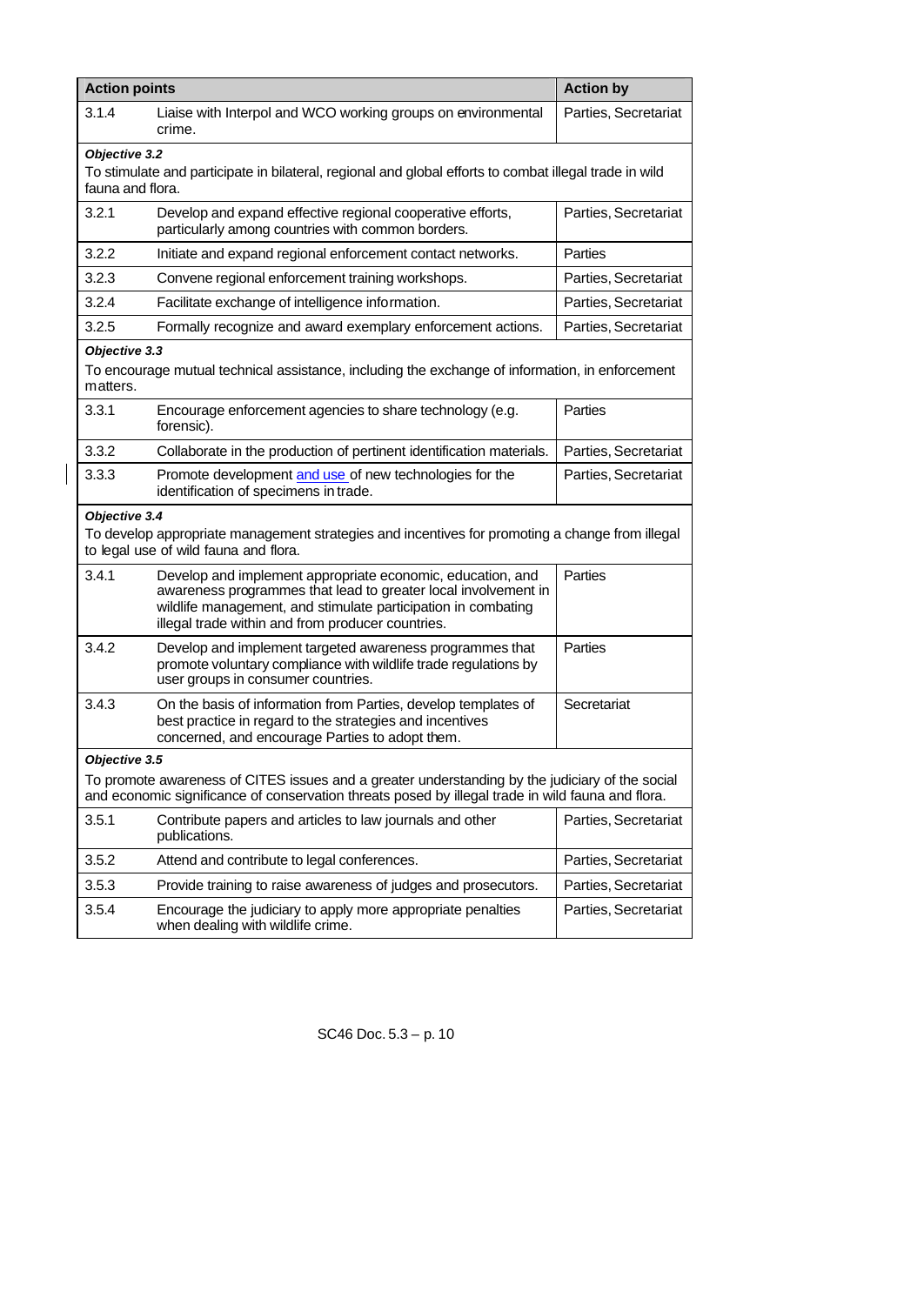| Action points | | Action by |
|---|---|---|
| 3.1.4 | Liaise with Interpol and WCO working groups on environmental crime. | Parties, Secretariat |
| ***Objective 3.2*** To stimulate and participate in bilateral, regional and global efforts to combat illegal trade in wild fauna and flora. | | |
| 3.2.1 | Develop and expand effective regional cooperative efforts, particularly among countries with common borders. | Parties, Secretariat |
| 3.2.2 | Initiate and expand regional enforcement contact networks. | Parties |
| 3.2.3 | Convene regional enforcement training workshops. | Parties, Secretariat |
| 3.2.4 | Facilitate exchange of intelligence information. | Parties, Secretariat |
| 3.2.5 | Formally recognize and award exemplary enforcement actions. | Parties, Secretariat |
| ***Objective 3.3*** To encourage mutual technical assistance, including the exchange of information, in enforcement matters. | | |
| 3.3.1 | Encourage enforcement agencies to share technology (e.g. forensic). | Parties |
| 3.3.2 | Collaborate in the production of pertinent identification materials. | Parties, Secretariat |
| 3.3.3 | Promote development and use of new technologies for the identification of specimens in trade. | Parties, Secretariat |
| ***Objective 3.4*** To develop appropriate management strategies and incentives for promoting a change from illegal to legal use of wild fauna and flora. | | |
| 3.4.1 | Develop and implement appropriate economic, education, and awareness programmes that lead to greater local involvement in wildlife management, and stimulate participation in combating illegal trade within and from producer countries. | Parties |
| 3.4.2 | Develop and implement targeted awareness programmes that promote voluntary compliance with wildlife trade regulations by user groups in consumer countries. | Parties |
| 3.4.3 | On the basis of information from Parties, develop templates of best practice in regard to the strategies and incentives concerned, and encourage Parties to adopt them. | Secretariat |
| ***Objective 3.5*** To promote awareness of CITES issues and a greater understanding by the judiciary of the social and economic significance of conservation threats posed by illegal trade in wild fauna and flora. | | |
| 3.5.1 | Contribute papers and articles to law journals and other publications. | Parties, Secretariat |
| 3.5.2 | Attend and contribute to legal conferences. | Parties, Secretariat |
| 3.5.3 | Provide training to raise awareness of judges and prosecutors. | Parties, Secretariat |
| 3.5.4 | Encourage the judiciary to apply more appropriate penalties when dealing with wildlife crime. | Parties, Secretariat |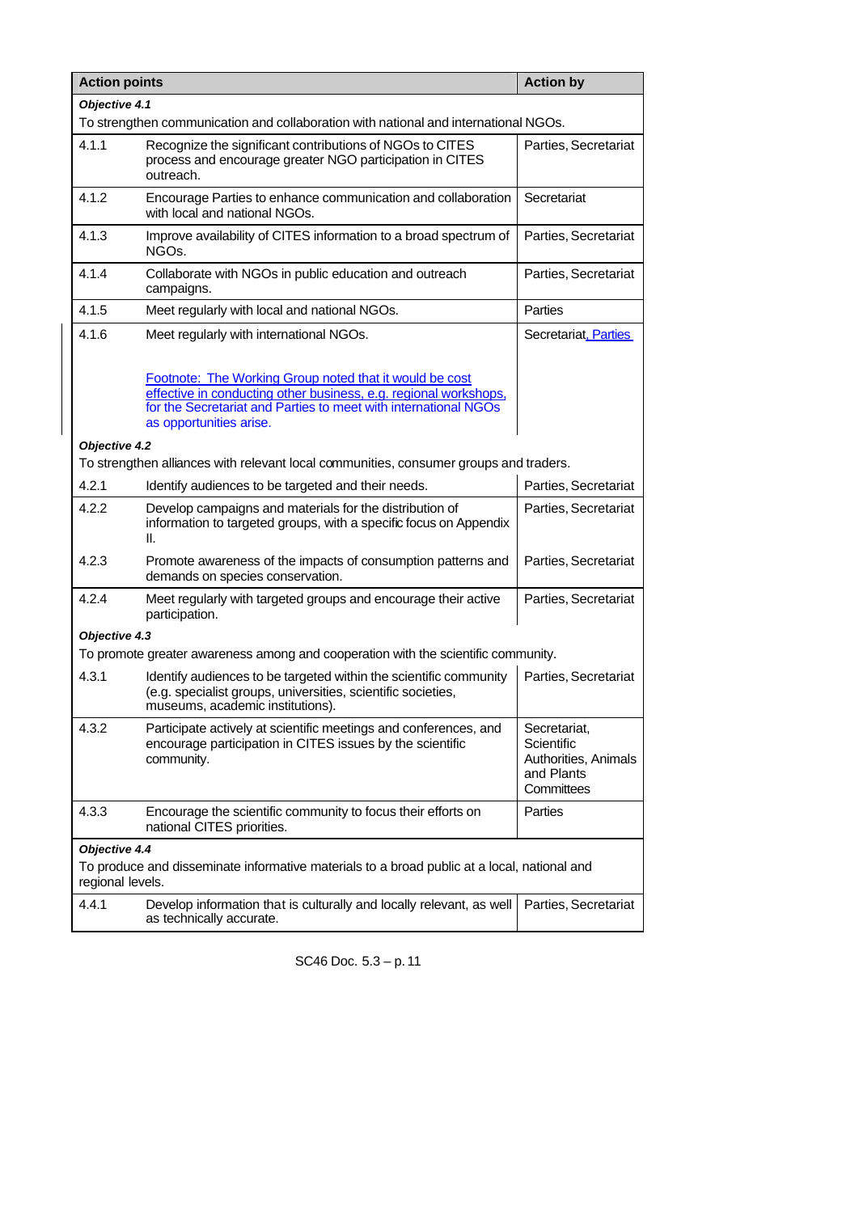| Action points | | Action by |
|---|---|---|
| ***Objective 4.1*** To strengthen communication and collaboration with national and international NGOs. | | |
| 4.1.1 | Recognize the significant contributions of NGOs to CITES process and encourage greater NGO participation in CITES outreach. | Parties, Secretariat |
| 4.1.2 | Encourage Parties to enhance communication and collaboration with local and national NGOs. | Secretariat |
| 4.1.3 | Improve availability of CITES information to a broad spectrum of NGOs. | Parties, Secretariat |
| 4.1.4 | Collaborate with NGOs in public education and outreach campaigns. | Parties, Secretariat |
| 4.1.5 | Meet regularly with local and national NGOs. | Parties |
| 4.1.6 | Meet regularly with international NGOs. Footnote: The Working Group noted that it would be cost effective in conducting other business, e.g. regional workshops, for the Secretariat and Parties to meet with international NGOs as opportunities arise. | Secretariat, Parties |
| ***Objective 4.2*** To strengthen alliances with relevant local communities, consumer groups and traders. | | |
| 4.2.1 | Identify audiences to be targeted and their needs. | Parties, Secretariat |
| 4.2.2 | Develop campaigns and materials for the distribution of information to targeted groups, with a specific focus on Appendix II. | Parties, Secretariat |
| 4.2.3 | Promote awareness of the impacts of consumption patterns and demands on species conservation. | Parties, Secretariat |
| 4.2.4 | Meet regularly with targeted groups and encourage their active participation. | Parties, Secretariat |
| ***Objective 4.3*** To promote greater awareness among and cooperation with the scientific community. | | |
| 4.3.1 | Identify audiences to be targeted within the scientific community (e.g. specialist groups, universities, scientific societies, museums, academic institutions). | Parties, Secretariat |
| 4.3.2 | Participate actively at scientific meetings and conferences, and encourage participation in CITES issues by the scientific community. | Secretariat, Scientific Authorities, Animals and Plants Committees |
| 4.3.3 | Encourage the scientific community to focus their efforts on national CITES priorities. | Parties |
| ***Objective 4.4*** To produce and disseminate informative materials to a broad public at a local, national and regional levels. | | |
| 4.4.1 | Develop information that is culturally and locally relevant, as well as technically accurate. | Parties, Secretariat |

SC46 Doc. 5.3 – p. 11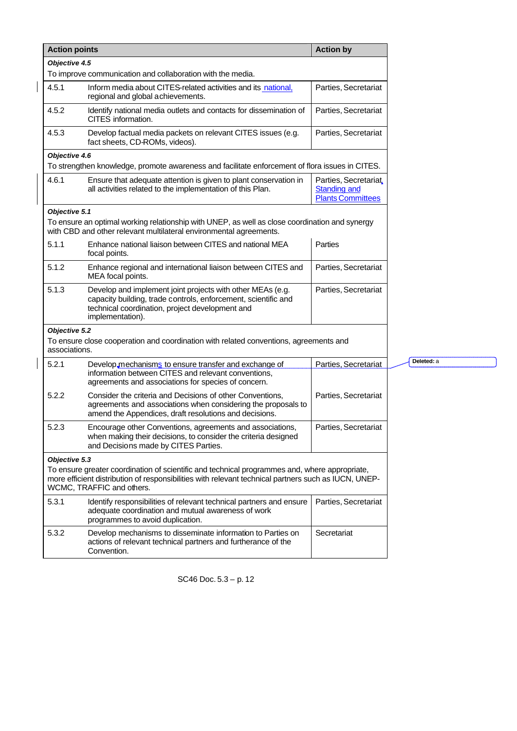| Action points | | Action by |
|---|---|---|
| ***Objective 4.5*** To improve communication and collaboration with the media. | | |
| 4.5.1 | Inform media about CITES-related activities and its national, regional and global achievements. | Parties, Secretariat |
| 4.5.2 | Identify national media outlets and contacts for dissemination of CITES information. | Parties, Secretariat |
| 4.5.3 | Develop factual media packets on relevant CITES issues (e.g. fact sheets, CD-ROMs, videos). | Parties, Secretariat |
| ***Objective 4.6*** To strengthen knowledge, promote awareness and facilitate enforcement of flora issues in CITES. | | |
| 4.6.1 | Ensure that adequate attention is given to plant conservation in all activities related to the implementation of this Plan. | Parties, Secretariat, Standing and Plants Committees |
| ***Objective 5.1*** To ensure an optimal working relationship with UNEP, as well as close coordination and synergy with CBD and other relevant multilateral environmental agreements. | | |
| 5.1.1 | Enhance national liaison between CITES and national MEA focal points. | Parties |
| 5.1.2 | Enhance regional and international liaison between CITES and MEA focal points. | Parties, Secretariat |
| 5.1.3 | Develop and implement joint projects with other MEAs (e.g. capacity building, trade controls, enforcement, scientific and technical coordination, project development and implementation). | Parties, Secretariat |
| ***Objective 5.2*** To ensure close cooperation and coordination with related conventions, agreements and associations. | | |
| 5.2.1 | Develop mechanisms to ensure transfer and exchange of information between CITES and relevant conventions, agreements and associations for species of concern. | Parties, Secretariat |
| 5.2.2 | Consider the criteria and Decisions of other Conventions, agreements and associations when considering the proposals to amend the Appendices, draft resolutions and decisions. | Parties, Secretariat |
| 5.2.3 | Encourage other Conventions, agreements and associations, when making their decisions, to consider the criteria designed and Decisions made by CITES Parties. | Parties, Secretariat |
| ***Objective 5.3*** To ensure greater coordination of scientific and technical programmes and, where appropriate, more efficient distribution of responsibilities with relevant technical partners such as IUCN, UNEP-WCMC, TRAFFIC and others. | | |
| 5.3.1 | Identify responsibilities of relevant technical partners and ensure adequate coordination and mutual awareness of work programmes to avoid duplication. | Parties, Secretariat |
| 5.3.2 | Develop mechanisms to disseminate information to Parties on actions of relevant technical partners and furtherance of the Convention. | Secretariat |

Deleted: a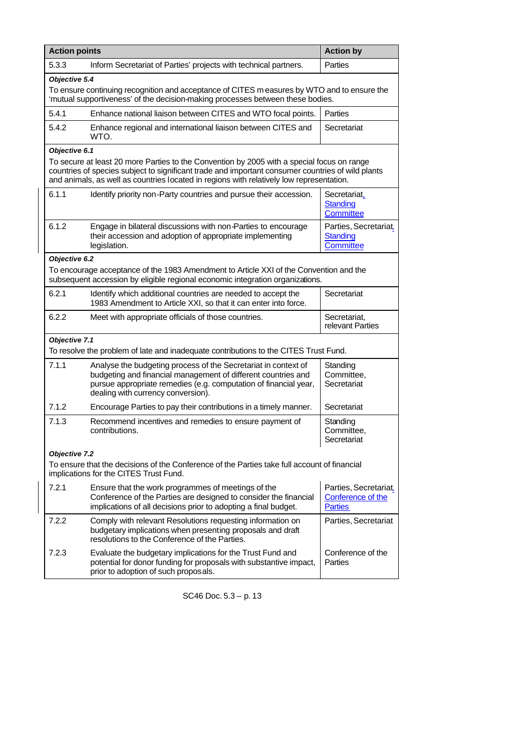| Action points | | Action by |
|---|---|---|
| 5.3.3 | Inform Secretariat of Parties' projects with technical partners. | Parties |
| ***Objective 5.4*** To ensure continuing recognition and acceptance of CITES measures by WTO and to ensure the 'mutual supportiveness' of the decision-making processes between these bodies. | | |
| 5.4.1 | Enhance national liaison between CITES and WTO focal points. | Parties |
| 5.4.2 | Enhance regional and international liaison between CITES and WTO. | Secretariat |
| ***Objective 6.1*** To secure at least 20 more Parties to the Convention by 2005 with a special focus on range countries of species subject to significant trade and important consumer countries of wild plants and animals, as well as countries located in regions with relatively low representation. | | |
| 6.1.1 | Identify priority non-Party countries and pursue their accession. | Secretariat, Standing Committee |
| 6.1.2 | Engage in bilateral discussions with non-Parties to encourage their accession and adoption of appropriate implementing legislation. | Parties, Secretariat, Standing Committee |
| ***Objective 6.2*** To encourage acceptance of the 1983 Amendment to Article XXI of the Convention and the subsequent accession by eligible regional economic integration organizations. | | |
| 6.2.1 | Identify which additional countries are needed to accept the 1983 Amendment to Article XXI, so that it can enter into force. | Secretariat |
| 6.2.2 | Meet with appropriate officials of those countries. | Secretariat, relevant Parties |
| ***Objective 7.1*** To resolve the problem of late and inadequate contributions to the CITES Trust Fund. | | |
| 7.1.1 | Analyse the budgeting process of the Secretariat in context of budgeting and financial management of different countries and pursue appropriate remedies (e.g. computation of financial year, dealing with currency conversion). | Standing Committee, Secretariat |
| 7.1.2 | Encourage Parties to pay their contributions in a timely manner. | Secretariat |
| 7.1.3 | Recommend incentives and remedies to ensure payment of contributions. | Standing Committee, Secretariat |
| ***Objective 7.2*** To ensure that the decisions of the Conference of the Parties take full account of financial implications for the CITES Trust Fund. | | |
| 7.2.1 | Ensure that the work programmes of meetings of the Conference of the Parties are designed to consider the financial implications of all decisions prior to adopting a final budget. | Parties, Secretariat, Conference of the Parties |
| 7.2.2 | Comply with relevant Resolutions requesting information on budgetary implications when presenting proposals and draft resolutions to the Conference of the Parties. | Parties, Secretariat |
| 7.2.3 | Evaluate the budgetary implications for the Trust Fund and potential for donor funding for proposals with substantive impact, prior to adoption of such proposals. | Conference of the Parties |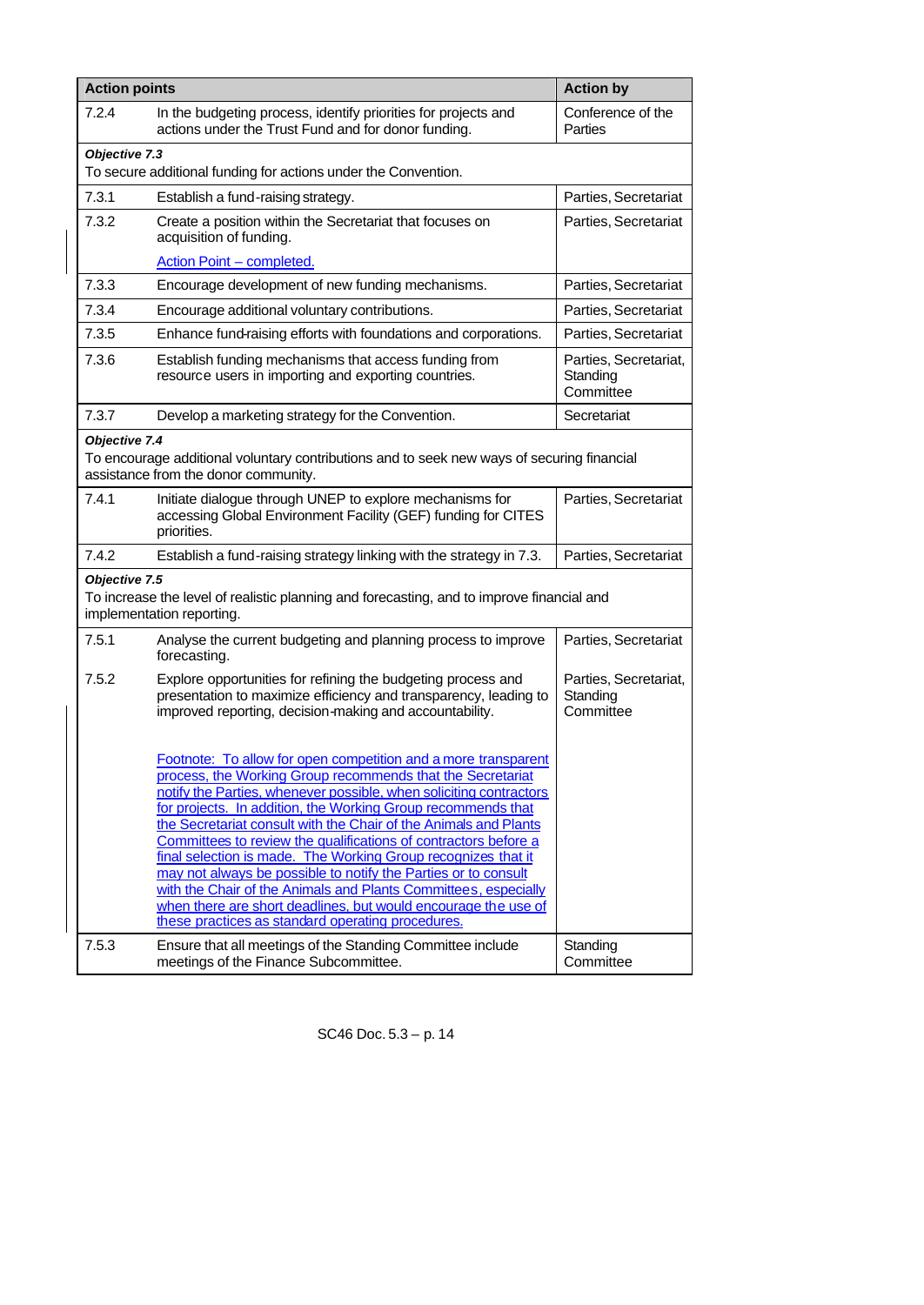| Action points | | Action by |
|---|---|---|
| 7.2.4 | In the budgeting process, identify priorities for projects and actions under the Trust Fund and for donor funding. | Conference of the Parties |
| ***Objective 7.3*** To secure additional funding for actions under the Convention. | | |
| 7.3.1 | Establish a fund-raising strategy. | Parties, Secretariat |
| 7.3.2 | Create a position within the Secretariat that focuses on acquisition of funding. Action Point – completed. | Parties, Secretariat |
| 7.3.3 | Encourage development of new funding mechanisms. | Parties, Secretariat |
| 7.3.4 | Encourage additional voluntary contributions. | Parties, Secretariat |
| 7.3.5 | Enhance fund-raising efforts with foundations and corporations. | Parties, Secretariat |
| 7.3.6 | Establish funding mechanisms that access funding from resource users in importing and exporting countries. | Parties, Secretariat, Standing Committee |
| 7.3.7 | Develop a marketing strategy for the Convention. | Secretariat |
| ***Objective 7.4*** To encourage additional voluntary contributions and to seek new ways of securing financial assistance from the donor community. | | |
| 7.4.1 | Initiate dialogue through UNEP to explore mechanisms for accessing Global Environment Facility (GEF) funding for CITES priorities. | Parties, Secretariat |
| 7.4.2 | Establish a fund-raising strategy linking with the strategy in 7.3. | Parties, Secretariat |
| ***Objective 7.5*** To increase the level of realistic planning and forecasting, and to improve financial and implementation reporting. | | |
| 7.5.1 | Analyse the current budgeting and planning process to improve forecasting. | Parties, Secretariat |
| 7.5.2 | Explore opportunities for refining the budgeting process and presentation to maximize efficiency and transparency, leading to improved reporting, decision-making and accountability. Footnote: To allow for open competition and a more transparent process, the Working Group recommends that the Secretariat notify the Parties, whenever possible, when soliciting contractors for projects. In addition, the Working Group recommends that the Secretariat consult with the Chair of the Animals and Plants Committees to review the qualifications of contractors before a final selection is made. The Working Group recognizes that it may not always be possible to notify the Parties or to consult with the Chair of the Animals and Plants Committees, especially when there are short deadlines, but would encourage the use of these practices as standard operating procedures. | Parties, Secretariat, Standing Committee |
| 7.5.3 | Ensure that all meetings of the Standing Committee include meetings of the Finance Subcommittee. | Standing Committee |